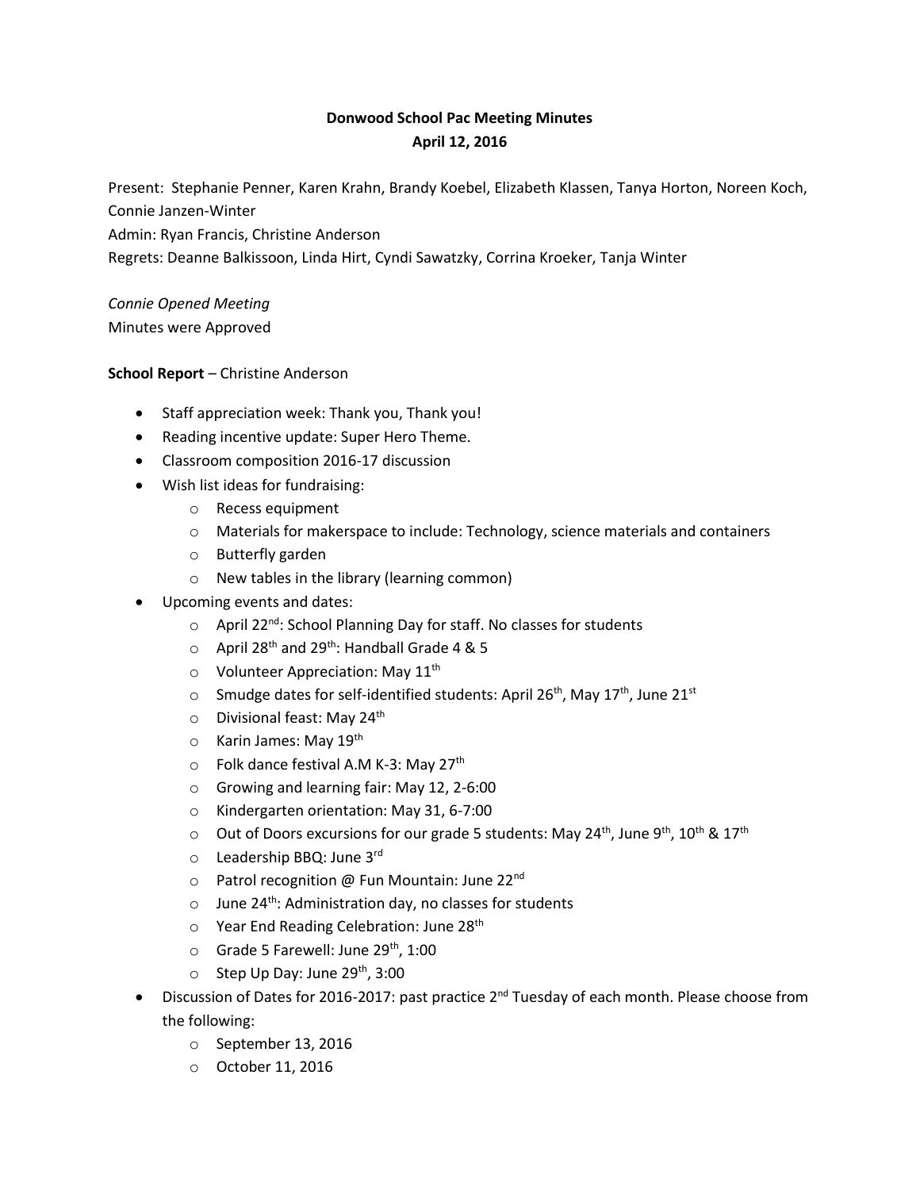# Donwood School Pac Meeting Minutes
## April 12, 2016

Present: Stephanie Penner, Karen Krahn, Brandy Koebel, Elizabeth Klassen, Tanya Horton, Noreen Koch, Connie Janzen-Winter
Admin: Ryan Francis, Christine Anderson
Regrets: Deanne Balkissoon, Linda Hirt, Cyndi Sawatzky, Corrina Kroeker, Tanja Winter

*Connie Opened Meeting*
Minutes were Approved

**School Report** – Christine Anderson

- Staff appreciation week: Thank you, Thank you!
- Reading incentive update: Super Hero Theme.
- Classroom composition 2016-17 discussion
- Wish list ideas for fundraising:
  - Recess equipment
  - Materials for makerspace to include: Technology, science materials and containers
  - Butterfly garden
  - New tables in the library (learning common)
- Upcoming events and dates:
  - April 22nd: School Planning Day for staff. No classes for students
  - April 28th and 29th: Handball Grade 4 & 5
  - Volunteer Appreciation: May 11th
  - Smudge dates for self-identified students: April 26th, May 17th, June 21st
  - Divisional feast: May 24th
  - Karin James: May 19th
  - Folk dance festival A.M K-3: May 27th
  - Growing and learning fair: May 12, 2-6:00
  - Kindergarten orientation: May 31, 6-7:00
  - Out of Doors excursions for our grade 5 students: May 24th, June 9th, 10th & 17th
  - Leadership BBQ: June 3rd
  - Patrol recognition @ Fun Mountain: June 22nd
  - June 24th: Administration day, no classes for students
  - Year End Reading Celebration: June 28th
  - Grade 5 Farewell: June 29th, 1:00
  - Step Up Day: June 29th, 3:00
- Discussion of Dates for 2016-2017: past practice 2nd Tuesday of each month. Please choose from the following:
  - September 13, 2016
  - October 11, 2016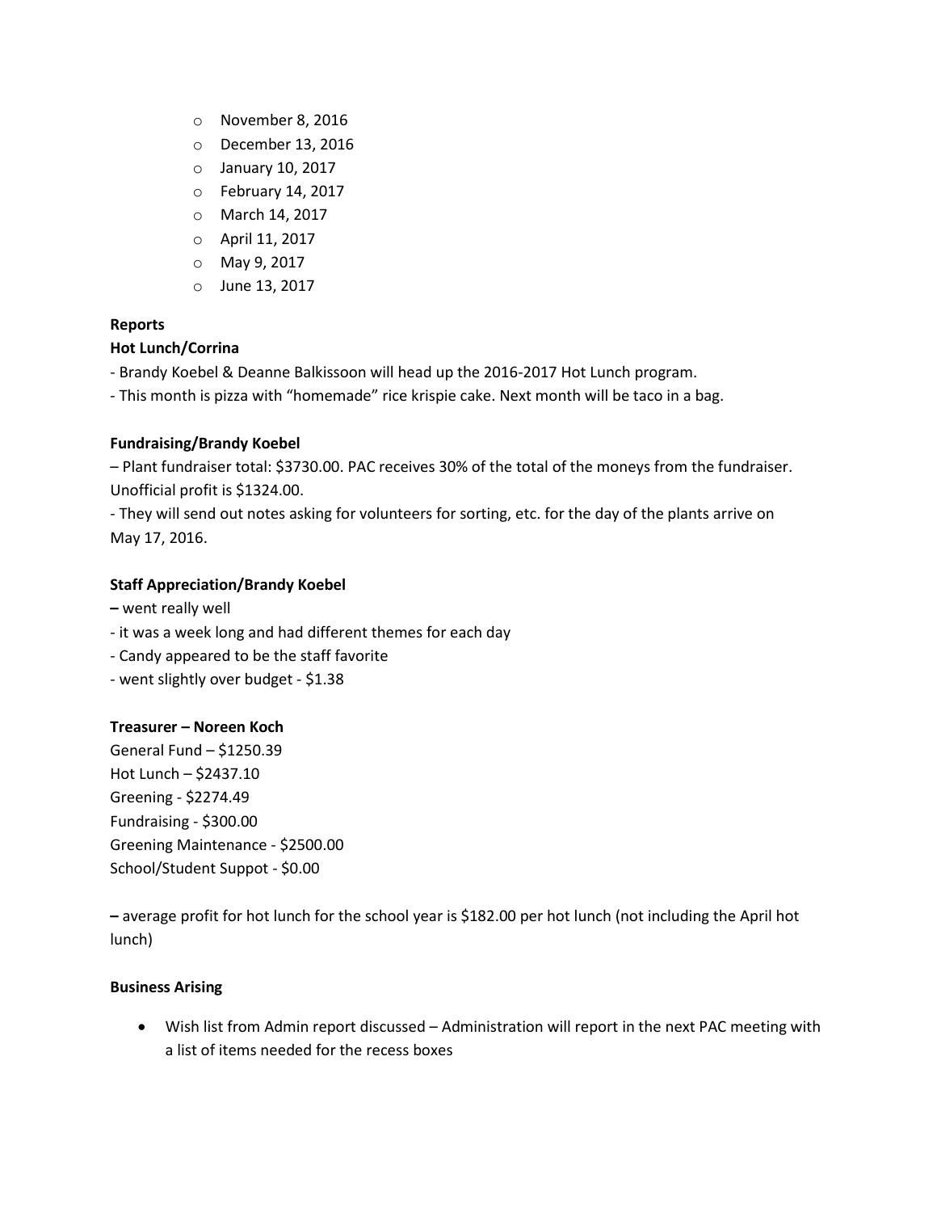- November 8, 2016
- December 13, 2016
- January 10, 2017
- February 14, 2017
- March 14, 2017
- April 11, 2017
- May 9, 2017
- June 13, 2017

**Reports**

**Hot Lunch/Corrina**

- Brandy Koebel & Deanne Balkissoon will head up the 2016-2017 Hot Lunch program.
- This month is pizza with "homemade" rice krispie cake. Next month will be taco in a bag.

**Fundraising/Brandy Koebel**

– Plant fundraiser total: $3730.00. PAC receives 30% of the total of the moneys from the fundraiser. Unofficial profit is $1324.00.

- They will send out notes asking for volunteers for sorting, etc. for the day of the plants arrive on May 17, 2016.

**Staff Appreciation/Brandy Koebel**

**–** went really well
- it was a week long and had different themes for each day
- Candy appeared to be the staff favorite
- went slightly over budget - $1.38

**Treasurer – Noreen Koch**

General Fund – $1250.39
Hot Lunch – $2437.10
Greening - $2274.49
Fundraising - $300.00
Greening Maintenance - $2500.00
School/Student Suppot - $0.00

**–** average profit for hot lunch for the school year is $182.00 per hot lunch (not including the April hot lunch)

**Business Arising**

- Wish list from Admin report discussed – Administration will report in the next PAC meeting with a list of items needed for the recess boxes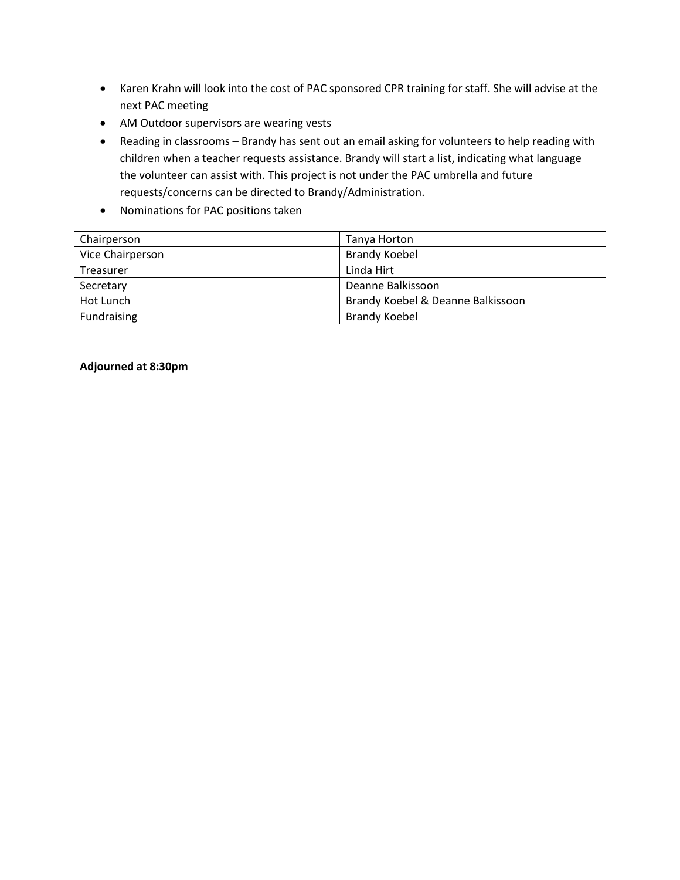- Karen Krahn will look into the cost of PAC sponsored CPR training for staff. She will advise at the next PAC meeting
- AM Outdoor supervisors are wearing vests
- Reading in classrooms – Brandy has sent out an email asking for volunteers to help reading with children when a teacher requests assistance. Brandy will start a list, indicating what language the volunteer can assist with. This project is not under the PAC umbrella and future requests/concerns can be directed to Brandy/Administration.
- Nominations for PAC positions taken

| | |
|---|---|
| Chairperson | Tanya Horton |
| Vice Chairperson | Brandy Koebel |
| Treasurer | Linda Hirt |
| Secretary | Deanne Balkissoon |
| Hot Lunch | Brandy Koebel & Deanne Balkissoon |
| Fundraising | Brandy Koebel |

**Adjourned at 8:30pm**